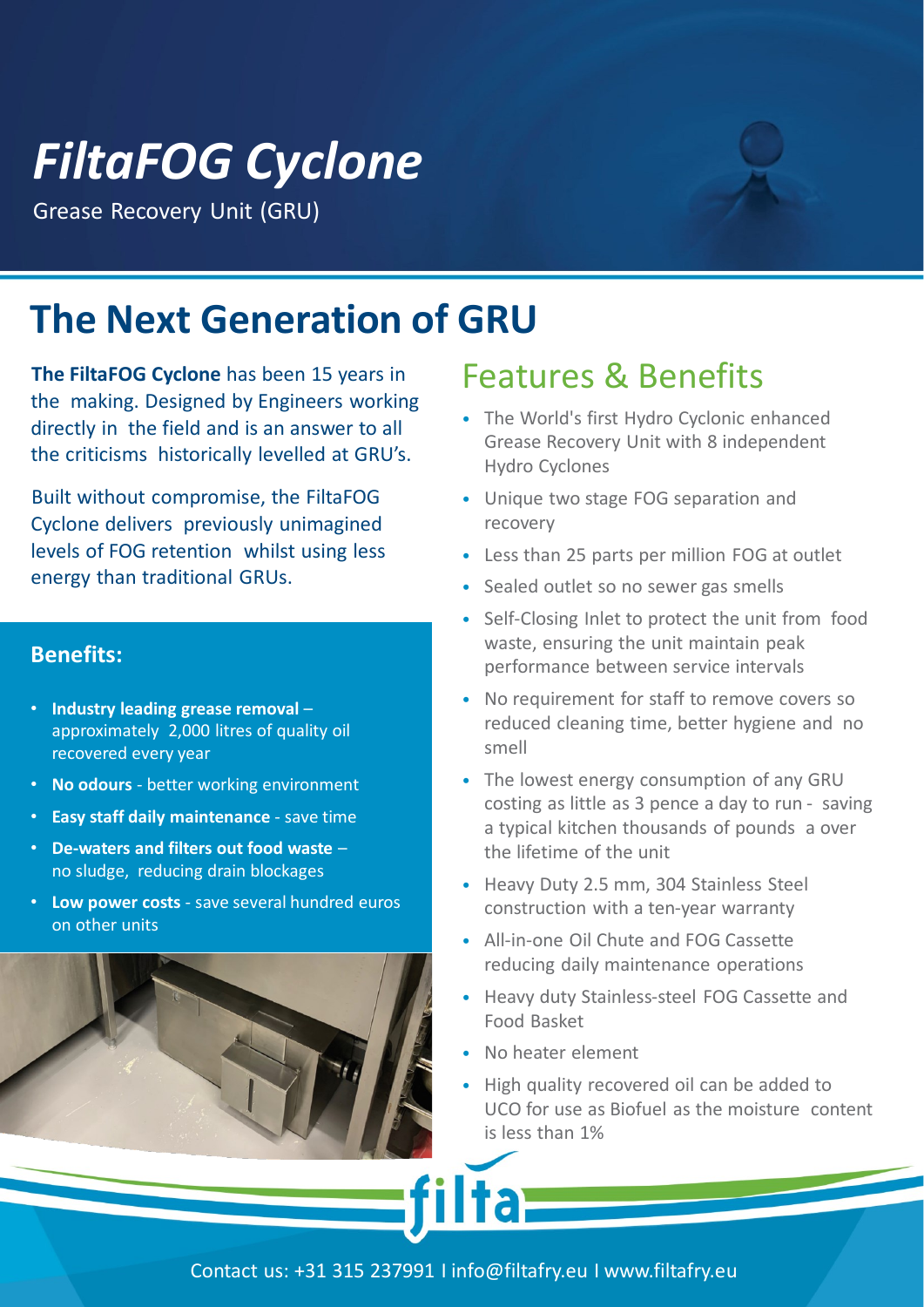# *FiltaFOG Cyclone*

Grease Recovery Unit (GRU)

## The Next Generation of GRU

**The FiltaFOG Cyclone** has been 15 years in the making. Designed by Engineers working directly in the field and is an answer to all the criticisms historically levelled at GRU's.

Built without compromise, the FiltaFOG Cyclone delivers previously unimagined levels of FOG retention whilst using less energy than traditional GRUs.

### Benefits:

- **Industry leading grease removal** – approximately 2,000 litres of quality oil recovered every year
- **No odours** - better working environment
- **Easy staff daily maintenance** - save time
- **De-waters and filters out food waste** – no sludge, reducing drain blockages
- **Low power costs** - save several hundred euros on other units

## Features & Benefits

- The World's first Hydro Cyclonic enhanced Grease Recovery Unit with 8 independent Hydro Cyclones
- Unique two stage FOG separation and recovery
- Less than 25 parts per million FOG at outlet
- Sealed outlet so no sewer gas smells
- Self-Closing Inlet to protect the unit from food waste, ensuring the unit maintain peak performance between service intervals
- No requirement for staff to remove covers so reduced cleaning time, better hygiene and no smell
- The lowest energy consumption of any GRU costing as little as 3 pence a day to run - saving a typical kitchen thousands of pounds a over the lifetime of the unit
- Heavy Duty 2.5 mm, 304 Stainless Steel construction with a ten-year warranty
- All-in-one Oil Chute and FOG Cassette reducing daily maintenance operations
- Heavy duty Stainless-steel FOG Cassette and Food Basket
- No heater element
- High quality recovered oil can be added to UCO for use as Biofuel as the moisture content is less than 1%

filta

Contact us: +31 315 237991 I info@filtafry.eu I www.filtafry.eu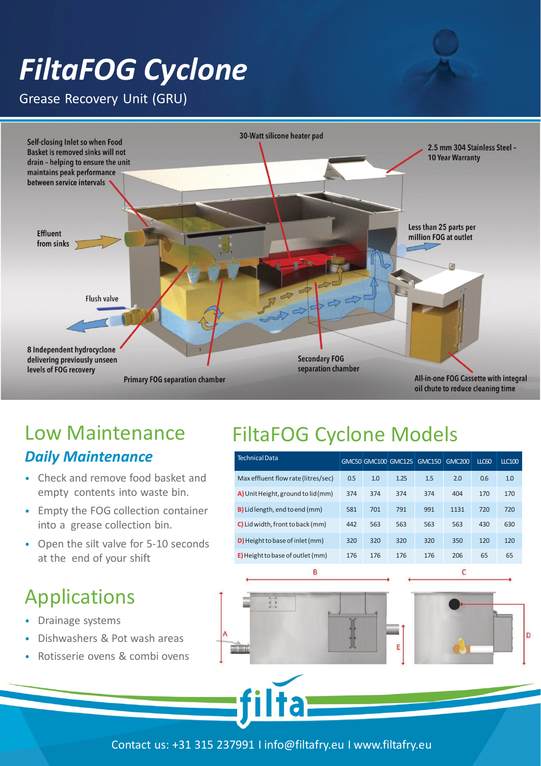# FiltaFOG Cyclone

Grease Recovery Unit (GRU)

30-Watt silicone heater pad

Self-closing Inlet so when Food Basket is removed sinks will not drain - helping to ensure the unit maintains peak performance between service intervals

2.5 mm 304 Stainless Steel - 10 Year Warranty

Effluent from sinks

Less than 25 parts per million FOG at outlet

Flush valve

8 Independent hydrocyclone delivering previously unseen levels of FOG recovery

Primary FOG separation chamber

Secondary FOG separation chamber

All-in-one FOG Cassette with integral oil chute to reduce cleaning time

## Low Maintenance

### *Daily Maintenance*

- Check and remove food basket and empty contents into waste bin.
- Empty the FOG collection container into a grease collection bin.
- Open the silt valve for 5-10 seconds at the end of your shift

## Applications

- Drainage systems
- Dishwashers & Pot wash areas
- Rotisserie ovens & combi ovens

## FiltaFOG Cyclone Models

| Technical Data | GMC50 | GMC100 | GMC125 | GMC150 | GMC200 | LLC60 | LLC100 |
|---|---|---|---|---|---|---|---|
| Max effluent flow rate (litres/sec) | 0.5 | 1.0 | 1.25 | 1.5 | 2.0 | 0.6 | 1.0 |
| A) Unit Height, ground to lid (mm) | 374 | 374 | 374 | 374 | 404 | 170 | 170 |
| B) Lid length, end to end (mm) | 581 | 701 | 791 | 991 | 1131 | 720 | 720 |
| C) Lid width, front to back (mm) | 442 | 563 | 563 | 563 | 563 | 430 | 630 |
| D) Height to base of inlet (mm) | 320 | 320 | 320 | 320 | 350 | 120 | 120 |
| E) Height to base of outlet (mm) | 176 | 176 | 176 | 176 | 206 | 65 | 65 |

B

C

A

E

D

filta

Contact us: +31 315 237991 I info@filtafry.eu I www.filtafry.eu